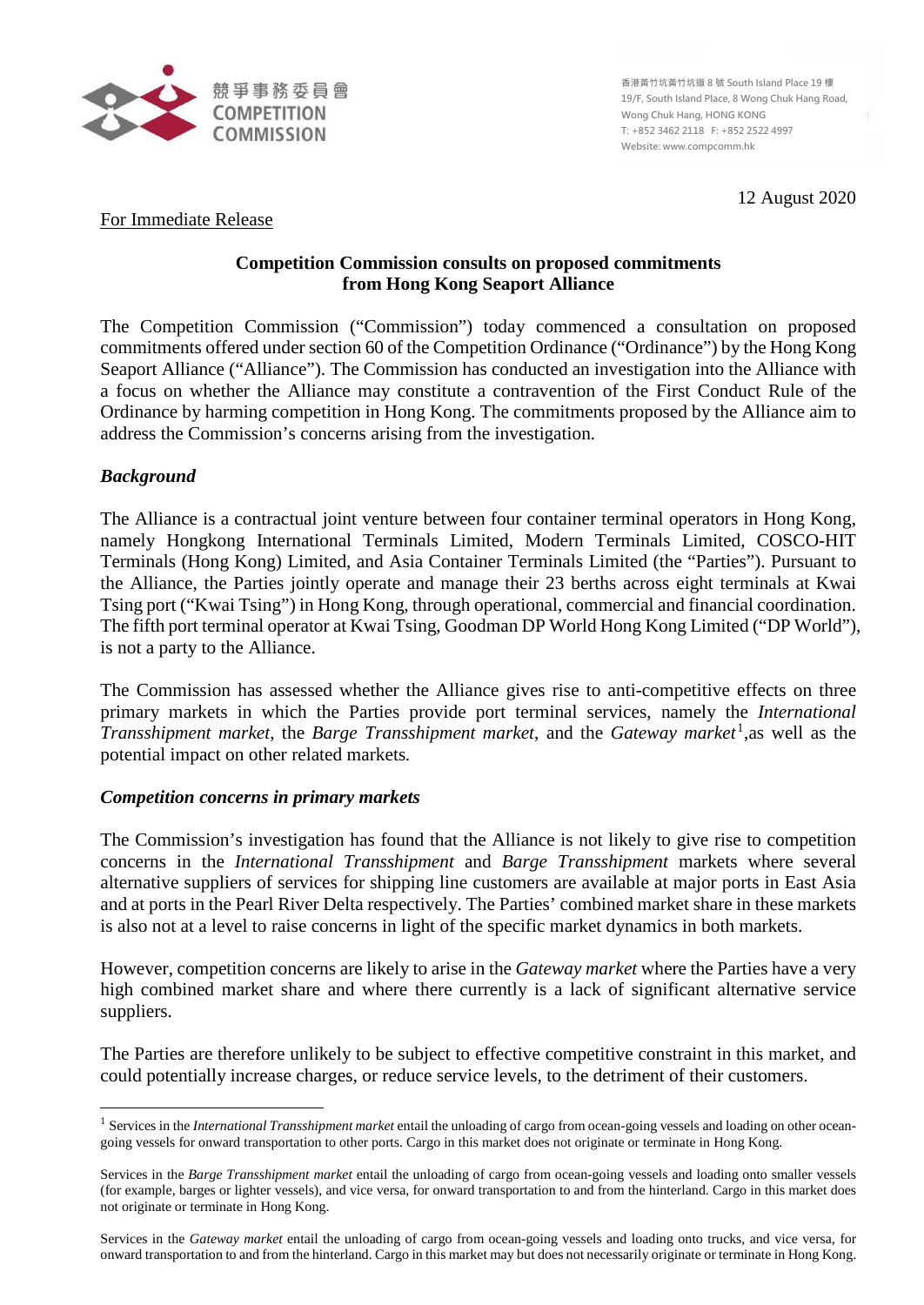競爭事務委員會
COMPETITION COMMISSION

香港黃竹坑黃竹坑道 8 號 South Island Place 19 樓
19/F, South Island Place, 8 Wong Chuk Hang Road,
Wong Chuk Hang, HONG KONG
T: +852 3462 2118 F: +852 2522 4997
Website: www.compcomm.hk

12 August 2020

For Immediate Release

**Competition Commission consults on proposed commitments from Hong Kong Seaport Alliance**

The Competition Commission ("Commission") today commenced a consultation on proposed commitments offered under section 60 of the Competition Ordinance ("Ordinance") by the Hong Kong Seaport Alliance ("Alliance"). The Commission has conducted an investigation into the Alliance with a focus on whether the Alliance may constitute a contravention of the First Conduct Rule of the Ordinance by harming competition in Hong Kong. The commitments proposed by the Alliance aim to address the Commission's concerns arising from the investigation.

***Background***

The Alliance is a contractual joint venture between four container terminal operators in Hong Kong, namely Hongkong International Terminals Limited, Modern Terminals Limited, COSCO-HIT Terminals (Hong Kong) Limited, and Asia Container Terminals Limited (the "Parties"). Pursuant to the Alliance, the Parties jointly operate and manage their 23 berths across eight terminals at Kwai Tsing port ("Kwai Tsing") in Hong Kong, through operational, commercial and financial coordination. The fifth port terminal operator at Kwai Tsing, Goodman DP World Hong Kong Limited ("DP World"), is not a party to the Alliance.

The Commission has assessed whether the Alliance gives rise to anti-competitive effects on three primary markets in which the Parties provide port terminal services, namely the *International Transshipment market*, the *Barge Transshipment market*, and the *Gateway market*[1],as well as the potential impact on other related markets.

***Competition concerns in primary markets***

The Commission's investigation has found that the Alliance is not likely to give rise to competition concerns in the *International Transshipment* and *Barge Transshipment* markets where several alternative suppliers of services for shipping line customers are available at major ports in East Asia and at ports in the Pearl River Delta respectively. The Parties' combined market share in these markets is also not at a level to raise concerns in light of the specific market dynamics in both markets.

However, competition concerns are likely to arise in the *Gateway market* where the Parties have a very high combined market share and where there currently is a lack of significant alternative service suppliers.

The Parties are therefore unlikely to be subject to effective competitive constraint in this market, and could potentially increase charges, or reduce service levels, to the detriment of their customers.

---

[1] Services in the *International Transshipment market* entail the unloading of cargo from ocean-going vessels and loading on other ocean-going vessels for onward transportation to other ports. Cargo in this market does not originate or terminate in Hong Kong.

Services in the *Barge Transshipment market* entail the unloading of cargo from ocean-going vessels and loading onto smaller vessels (for example, barges or lighter vessels), and vice versa, for onward transportation to and from the hinterland. Cargo in this market does not originate or terminate in Hong Kong.

Services in the *Gateway market* entail the unloading of cargo from ocean-going vessels and loading onto trucks, and vice versa, for onward transportation to and from the hinterland. Cargo in this market may but does not necessarily originate or terminate in Hong Kong.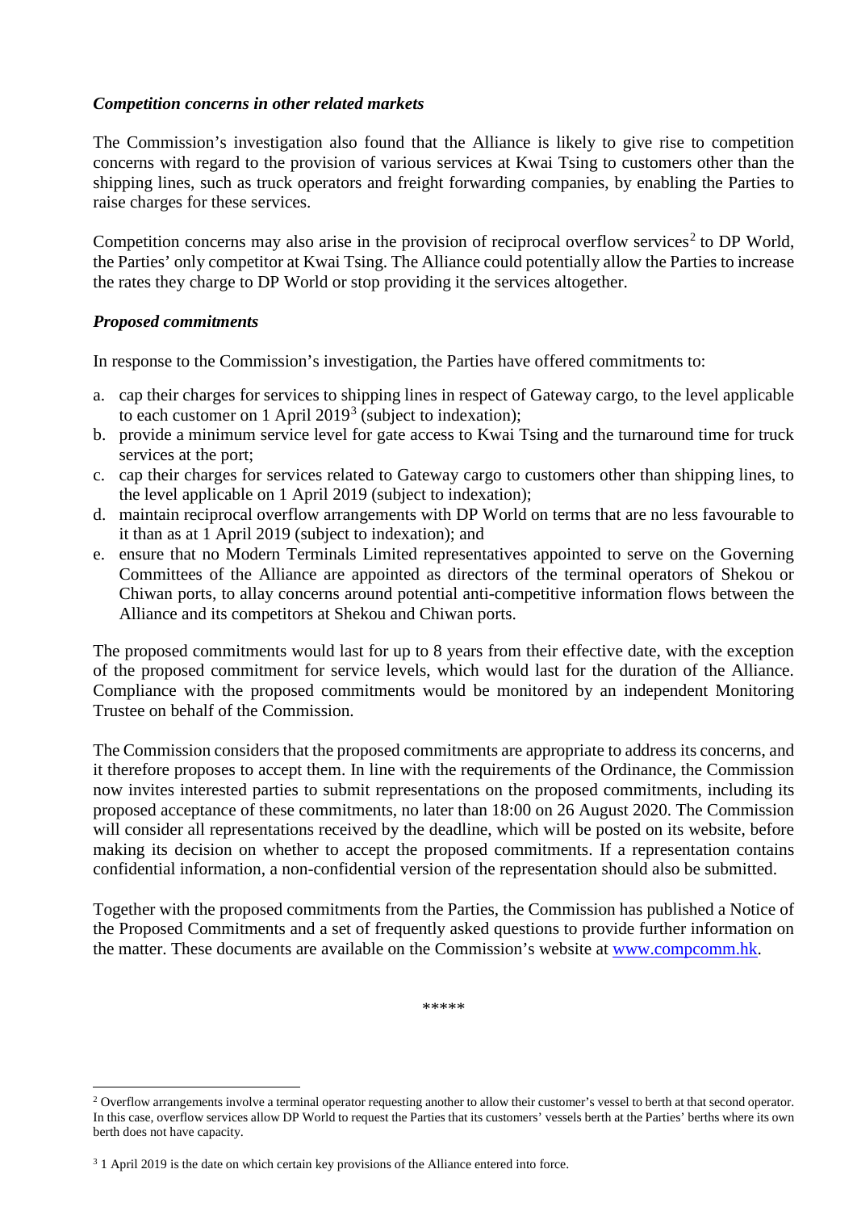***Competition concerns in other related markets***

The Commission's investigation also found that the Alliance is likely to give rise to competition concerns with regard to the provision of various services at Kwai Tsing to customers other than the shipping lines, such as truck operators and freight forwarding companies, by enabling the Parties to raise charges for these services.

Competition concerns may also arise in the provision of reciprocal overflow services[2] to DP World, the Parties' only competitor at Kwai Tsing. The Alliance could potentially allow the Parties to increase the rates they charge to DP World or stop providing it the services altogether.

***Proposed commitments***

In response to the Commission's investigation, the Parties have offered commitments to:

a. cap their charges for services to shipping lines in respect of Gateway cargo, to the level applicable to each customer on 1 April 2019[3] (subject to indexation);
b. provide a minimum service level for gate access to Kwai Tsing and the turnaround time for truck services at the port;
c. cap their charges for services related to Gateway cargo to customers other than shipping lines, to the level applicable on 1 April 2019 (subject to indexation);
d. maintain reciprocal overflow arrangements with DP World on terms that are no less favourable to it than as at 1 April 2019 (subject to indexation); and
e. ensure that no Modern Terminals Limited representatives appointed to serve on the Governing Committees of the Alliance are appointed as directors of the terminal operators of Shekou or Chiwan ports, to allay concerns around potential anti-competitive information flows between the Alliance and its competitors at Shekou and Chiwan ports.

The proposed commitments would last for up to 8 years from their effective date, with the exception of the proposed commitment for service levels, which would last for the duration of the Alliance. Compliance with the proposed commitments would be monitored by an independent Monitoring Trustee on behalf of the Commission.

The Commission considers that the proposed commitments are appropriate to address its concerns, and it therefore proposes to accept them. In line with the requirements of the Ordinance, the Commission now invites interested parties to submit representations on the proposed commitments, including its proposed acceptance of these commitments, no later than 18:00 on 26 August 2020. The Commission will consider all representations received by the deadline, which will be posted on its website, before making its decision on whether to accept the proposed commitments. If a representation contains confidential information, a non-confidential version of the representation should also be submitted.

Together with the proposed commitments from the Parties, the Commission has published a Notice of the Proposed Commitments and a set of frequently asked questions to provide further information on the matter. These documents are available on the Commission's website at [www.compcomm.hk](http://www.compcomm.hk).

*****

[2] Overflow arrangements involve a terminal operator requesting another to allow their customer's vessel to berth at that second operator. In this case, overflow services allow DP World to request the Parties that its customers' vessels berth at the Parties' berths where its own berth does not have capacity.

[3] 1 April 2019 is the date on which certain key provisions of the Alliance entered into force.